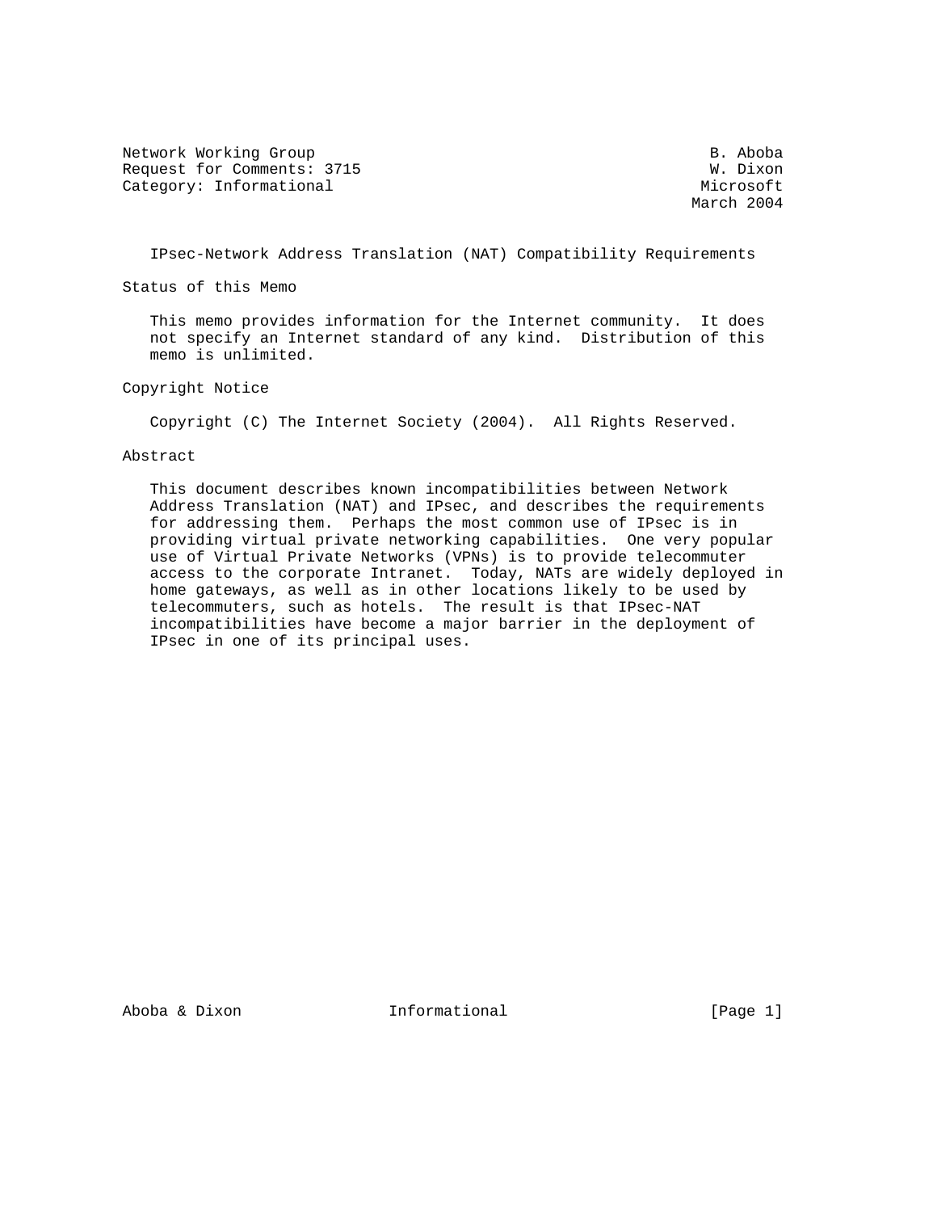Network Working Group B. Aboba
Request for Comments: 3715 W. Dixon
Category: Informational Microsoft
March 2004

# IPsec-Network Address Translation (NAT) Compatibility Requirements

## Status of this Memo

This memo provides information for the Internet community. It does not specify an Internet standard of any kind. Distribution of this memo is unlimited.

## Copyright Notice

Copyright (C) The Internet Society (2004). All Rights Reserved.

## Abstract

This document describes known incompatibilities between Network Address Translation (NAT) and IPsec, and describes the requirements for addressing them. Perhaps the most common use of IPsec is in providing virtual private networking capabilities. One very popular use of Virtual Private Networks (VPNs) is to provide telecommuter access to the corporate Intranet. Today, NATs are widely deployed in home gateways, as well as in other locations likely to be used by telecommuters, such as hotels. The result is that IPsec-NAT incompatibilities have become a major barrier in the deployment of IPsec in one of its principal uses.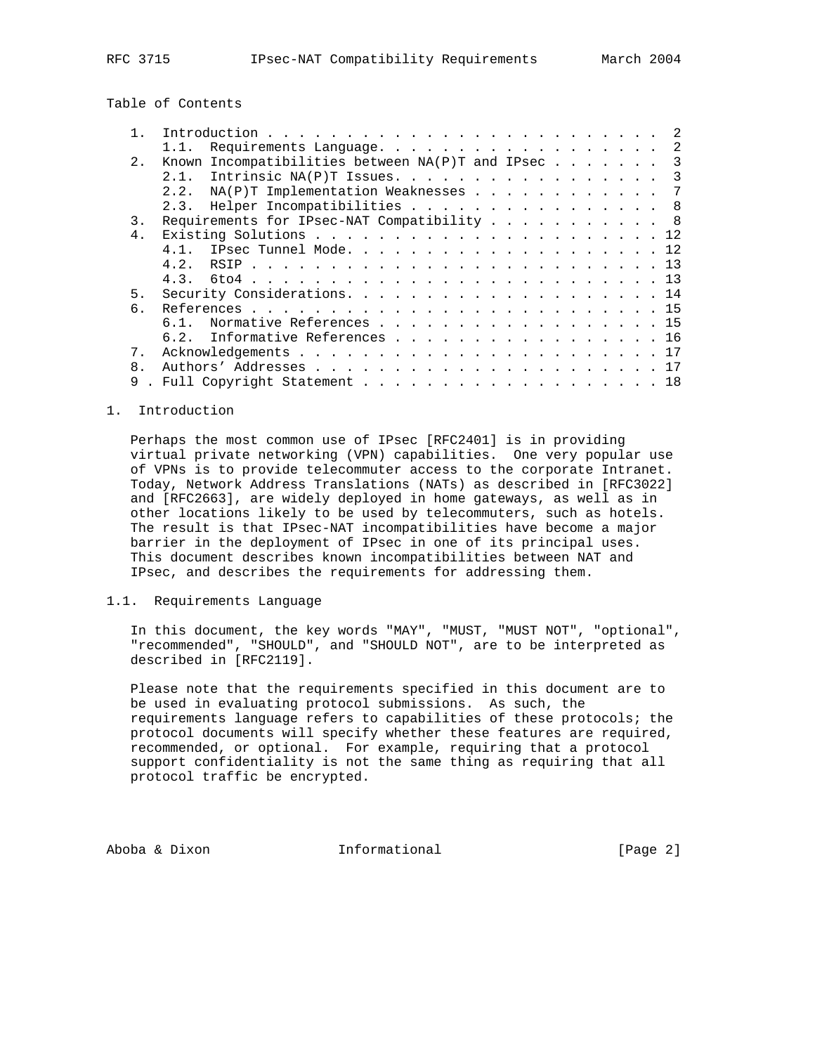Table of Contents

```
   1.  Introduction . . . . . . . . . . . . . . . . . . . . . . . . .  2
       1.1.  Requirements Language. . . . . . . . . . . . . . . . . .  2
   2.  Known Incompatibilities between NA(P)T and IPsec . . . . . . .  3
       2.1.  Intrinsic NA(P)T Issues. . . . . . . . . . . . . . . . .  3
       2.2.  NA(P)T Implementation Weaknesses . . . . . . . . . . . .  7
       2.3.  Helper Incompatibilities . . . . . . . . . . . . . . . .  8
   3.  Requirements for IPsec-NAT Compatibility . . . . . . . . . . .  8
   4.  Existing Solutions . . . . . . . . . . . . . . . . . . . . . . 12
       4.1.  IPsec Tunnel Mode. . . . . . . . . . . . . . . . . . . . 12
       4.2.  RSIP . . . . . . . . . . . . . . . . . . . . . . . . . . 13
       4.3.  6to4 . . . . . . . . . . . . . . . . . . . . . . . . . . 13
   5.  Security Considerations. . . . . . . . . . . . . . . . . . . . 14
   6.  References . . . . . . . . . . . . . . . . . . . . . . . . . . 15
       6.1.  Normative References . . . . . . . . . . . . . . . . . . 15
       6.2.  Informative References . . . . . . . . . . . . . . . . . 16
   7.  Acknowledgements . . . . . . . . . . . . . . . . . . . . . . . 17
   8.  Authors' Addresses . . . . . . . . . . . . . . . . . . . . . . 17
   9 . Full Copyright Statement . . . . . . . . . . . . . . . . . . . 18
```

# 1. Introduction

Perhaps the most common use of IPsec [RFC2401] is in providing virtual private networking (VPN) capabilities. One very popular use of VPNs is to provide telecommuter access to the corporate Intranet. Today, Network Address Translations (NATs) as described in [RFC3022] and [RFC2663], are widely deployed in home gateways, as well as in other locations likely to be used by telecommuters, such as hotels. The result is that IPsec-NAT incompatibilities have become a major barrier in the deployment of IPsec in one of its principal uses. This document describes known incompatibilities between NAT and IPsec, and describes the requirements for addressing them.

## 1.1. Requirements Language

In this document, the key words "MAY", "MUST, "MUST NOT", "optional", "recommended", "SHOULD", and "SHOULD NOT", are to be interpreted as described in [RFC2119].

Please note that the requirements specified in this document are to be used in evaluating protocol submissions. As such, the requirements language refers to capabilities of these protocols; the protocol documents will specify whether these features are required, recommended, or optional. For example, requiring that a protocol support confidentiality is not the same thing as requiring that all protocol traffic be encrypted.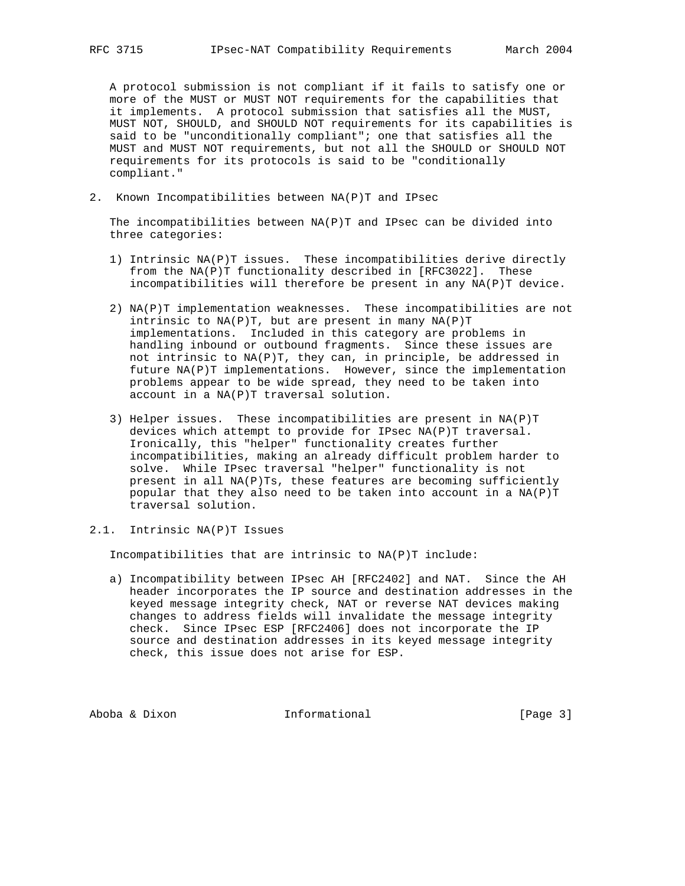A protocol submission is not compliant if it fails to satisfy one or more of the MUST or MUST NOT requirements for the capabilities that it implements. A protocol submission that satisfies all the MUST, MUST NOT, SHOULD, and SHOULD NOT requirements for its capabilities is said to be "unconditionally compliant"; one that satisfies all the MUST and MUST NOT requirements, but not all the SHOULD or SHOULD NOT requirements for its protocols is said to be "conditionally compliant."

## 2. Known Incompatibilities between NA(P)T and IPsec

The incompatibilities between NA(P)T and IPsec can be divided into three categories:

1) Intrinsic NA(P)T issues. These incompatibilities derive directly from the NA(P)T functionality described in [RFC3022]. These incompatibilities will therefore be present in any NA(P)T device.

2) NA(P)T implementation weaknesses. These incompatibilities are not intrinsic to NA(P)T, but are present in many NA(P)T implementations. Included in this category are problems in handling inbound or outbound fragments. Since these issues are not intrinsic to NA(P)T, they can, in principle, be addressed in future NA(P)T implementations. However, since the implementation problems appear to be wide spread, they need to be taken into account in a NA(P)T traversal solution.

3) Helper issues. These incompatibilities are present in NA(P)T devices which attempt to provide for IPsec NA(P)T traversal. Ironically, this "helper" functionality creates further incompatibilities, making an already difficult problem harder to solve. While IPsec traversal "helper" functionality is not present in all NA(P)Ts, these features are becoming sufficiently popular that they also need to be taken into account in a NA(P)T traversal solution.

### 2.1. Intrinsic NA(P)T Issues

Incompatibilities that are intrinsic to NA(P)T include:

a) Incompatibility between IPsec AH [RFC2402] and NAT. Since the AH header incorporates the IP source and destination addresses in the keyed message integrity check, NAT or reverse NAT devices making changes to address fields will invalidate the message integrity check. Since IPsec ESP [RFC2406] does not incorporate the IP source and destination addresses in its keyed message integrity check, this issue does not arise for ESP.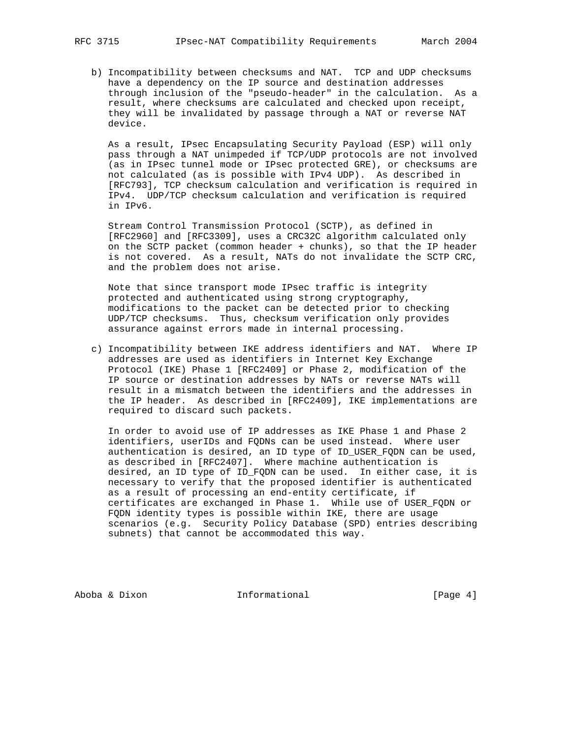b) Incompatibility between checksums and NAT. TCP and UDP checksums have a dependency on the IP source and destination addresses through inclusion of the "pseudo-header" in the calculation. As a result, where checksums are calculated and checked upon receipt, they will be invalidated by passage through a NAT or reverse NAT device.

   As a result, IPsec Encapsulating Security Payload (ESP) will only pass through a NAT unimpeded if TCP/UDP protocols are not involved (as in IPsec tunnel mode or IPsec protected GRE), or checksums are not calculated (as is possible with IPv4 UDP). As described in [RFC793], TCP checksum calculation and verification is required in IPv4. UDP/TCP checksum calculation and verification is required in IPv6.

   Stream Control Transmission Protocol (SCTP), as defined in [RFC2960] and [RFC3309], uses a CRC32C algorithm calculated only on the SCTP packet (common header + chunks), so that the IP header is not covered. As a result, NATs do not invalidate the SCTP CRC, and the problem does not arise.

   Note that since transport mode IPsec traffic is integrity protected and authenticated using strong cryptography, modifications to the packet can be detected prior to checking UDP/TCP checksums. Thus, checksum verification only provides assurance against errors made in internal processing.

c) Incompatibility between IKE address identifiers and NAT. Where IP addresses are used as identifiers in Internet Key Exchange Protocol (IKE) Phase 1 [RFC2409] or Phase 2, modification of the IP source or destination addresses by NATs or reverse NATs will result in a mismatch between the identifiers and the addresses in the IP header. As described in [RFC2409], IKE implementations are required to discard such packets.

   In order to avoid use of IP addresses as IKE Phase 1 and Phase 2 identifiers, userIDs and FQDNs can be used instead. Where user authentication is desired, an ID type of ID_USER_FQDN can be used, as described in [RFC2407]. Where machine authentication is desired, an ID type of ID_FQDN can be used. In either case, it is necessary to verify that the proposed identifier is authenticated as a result of processing an end-entity certificate, if certificates are exchanged in Phase 1. While use of USER_FQDN or FQDN identity types is possible within IKE, there are usage scenarios (e.g. Security Policy Database (SPD) entries describing subnets) that cannot be accommodated this way.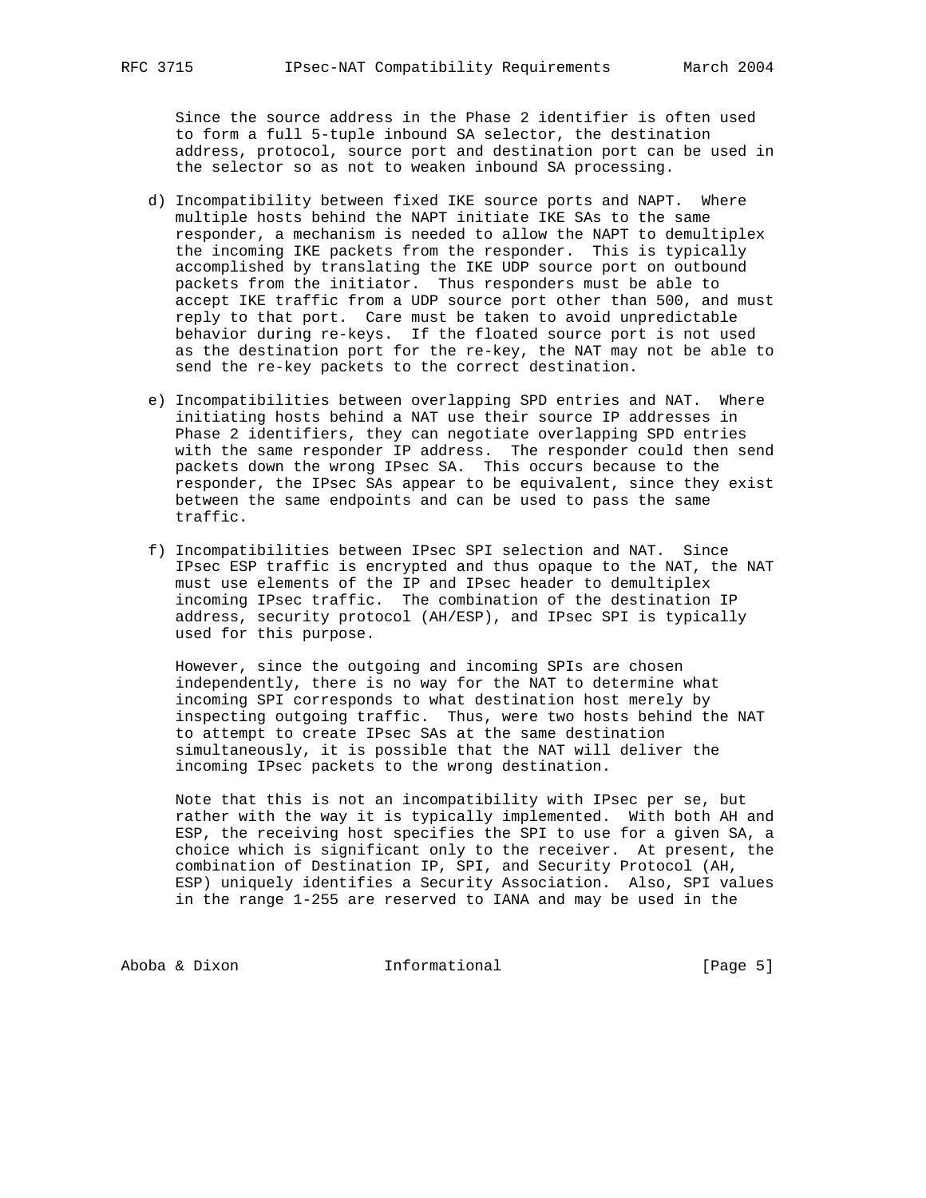Since the source address in the Phase 2 identifier is often used to form a full 5-tuple inbound SA selector, the destination address, protocol, source port and destination port can be used in the selector so as not to weaken inbound SA processing.

d) Incompatibility between fixed IKE source ports and NAPT. Where multiple hosts behind the NAPT initiate IKE SAs to the same responder, a mechanism is needed to allow the NAPT to demultiplex the incoming IKE packets from the responder. This is typically accomplished by translating the IKE UDP source port on outbound packets from the initiator. Thus responders must be able to accept IKE traffic from a UDP source port other than 500, and must reply to that port. Care must be taken to avoid unpredictable behavior during re-keys. If the floated source port is not used as the destination port for the re-key, the NAT may not be able to send the re-key packets to the correct destination.

e) Incompatibilities between overlapping SPD entries and NAT. Where initiating hosts behind a NAT use their source IP addresses in Phase 2 identifiers, they can negotiate overlapping SPD entries with the same responder IP address. The responder could then send packets down the wrong IPsec SA. This occurs because to the responder, the IPsec SAs appear to be equivalent, since they exist between the same endpoints and can be used to pass the same traffic.

f) Incompatibilities between IPsec SPI selection and NAT. Since IPsec ESP traffic is encrypted and thus opaque to the NAT, the NAT must use elements of the IP and IPsec header to demultiplex incoming IPsec traffic. The combination of the destination IP address, security protocol (AH/ESP), and IPsec SPI is typically used for this purpose.

However, since the outgoing and incoming SPIs are chosen independently, there is no way for the NAT to determine what incoming SPI corresponds to what destination host merely by inspecting outgoing traffic. Thus, were two hosts behind the NAT to attempt to create IPsec SAs at the same destination simultaneously, it is possible that the NAT will deliver the incoming IPsec packets to the wrong destination.

Note that this is not an incompatibility with IPsec per se, but rather with the way it is typically implemented. With both AH and ESP, the receiving host specifies the SPI to use for a given SA, a choice which is significant only to the receiver. At present, the combination of Destination IP, SPI, and Security Protocol (AH, ESP) uniquely identifies a Security Association. Also, SPI values in the range 1-255 are reserved to IANA and may be used in the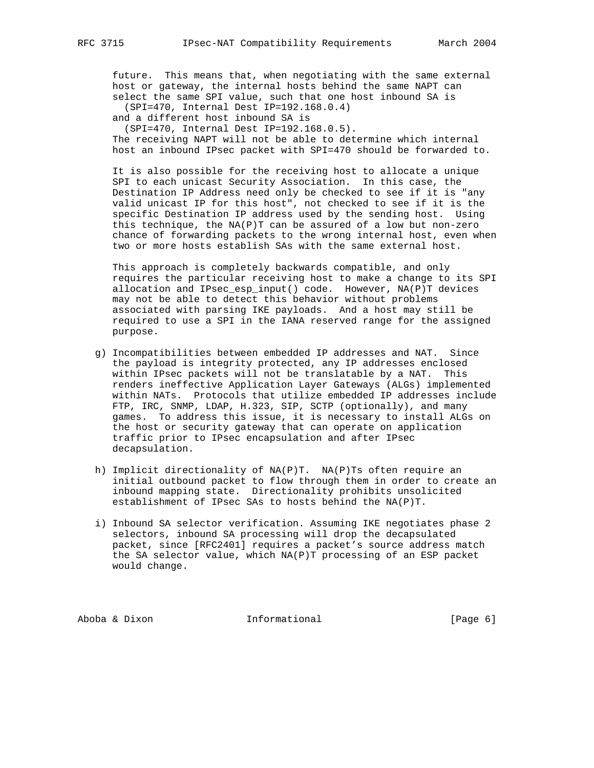future. This means that, when negotiating with the same external host or gateway, the internal hosts behind the same NAPT can select the same SPI value, such that one host inbound SA is

  (SPI=470, Internal Dest IP=192.168.0.4)

and a different host inbound SA is

  (SPI=470, Internal Dest IP=192.168.0.5).

The receiving NAPT will not be able to determine which internal host an inbound IPsec packet with SPI=470 should be forwarded to.

It is also possible for the receiving host to allocate a unique SPI to each unicast Security Association. In this case, the Destination IP Address need only be checked to see if it is "any valid unicast IP for this host", not checked to see if it is the specific Destination IP address used by the sending host. Using this technique, the NA(P)T can be assured of a low but non-zero chance of forwarding packets to the wrong internal host, even when two or more hosts establish SAs with the same external host.

This approach is completely backwards compatible, and only requires the particular receiving host to make a change to its SPI allocation and IPsec_esp_input() code. However, NA(P)T devices may not be able to detect this behavior without problems associated with parsing IKE payloads. And a host may still be required to use a SPI in the IANA reserved range for the assigned purpose.

g) Incompatibilities between embedded IP addresses and NAT. Since the payload is integrity protected, any IP addresses enclosed within IPsec packets will not be translatable by a NAT. This renders ineffective Application Layer Gateways (ALGs) implemented within NATs. Protocols that utilize embedded IP addresses include FTP, IRC, SNMP, LDAP, H.323, SIP, SCTP (optionally), and many games. To address this issue, it is necessary to install ALGs on the host or security gateway that can operate on application traffic prior to IPsec encapsulation and after IPsec decapsulation.

h) Implicit directionality of NA(P)T. NA(P)Ts often require an initial outbound packet to flow through them in order to create an inbound mapping state. Directionality prohibits unsolicited establishment of IPsec SAs to hosts behind the NA(P)T.

i) Inbound SA selector verification. Assuming IKE negotiates phase 2 selectors, inbound SA processing will drop the decapsulated packet, since [RFC2401] requires a packet's source address match the SA selector value, which NA(P)T processing of an ESP packet would change.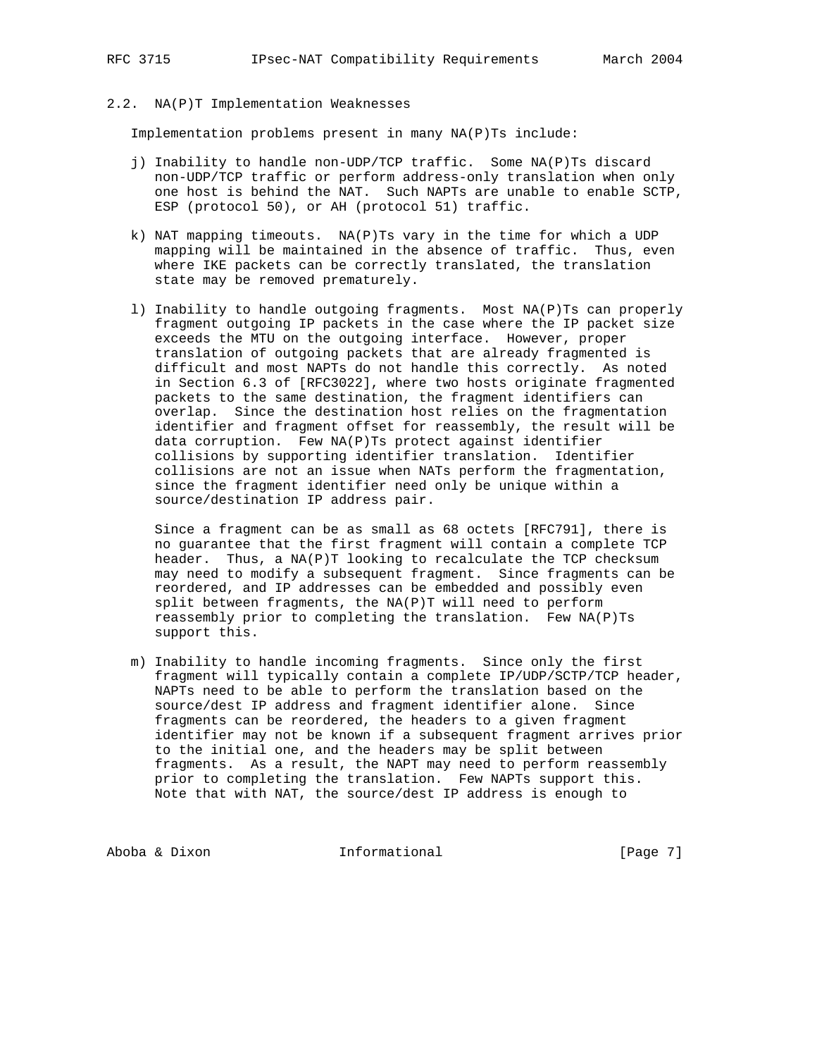### 2.2. NA(P)T Implementation Weaknesses

Implementation problems present in many NA(P)Ts include:

j) Inability to handle non-UDP/TCP traffic. Some NA(P)Ts discard non-UDP/TCP traffic or perform address-only translation when only one host is behind the NAT. Such NAPTs are unable to enable SCTP, ESP (protocol 50), or AH (protocol 51) traffic.

k) NAT mapping timeouts. NA(P)Ts vary in the time for which a UDP mapping will be maintained in the absence of traffic. Thus, even where IKE packets can be correctly translated, the translation state may be removed prematurely.

l) Inability to handle outgoing fragments. Most NA(P)Ts can properly fragment outgoing IP packets in the case where the IP packet size exceeds the MTU on the outgoing interface. However, proper translation of outgoing packets that are already fragmented is difficult and most NAPTs do not handle this correctly. As noted in Section 6.3 of [RFC3022], where two hosts originate fragmented packets to the same destination, the fragment identifiers can overlap. Since the destination host relies on the fragmentation identifier and fragment offset for reassembly, the result will be data corruption. Few NA(P)Ts protect against identifier collisions by supporting identifier translation. Identifier collisions are not an issue when NATs perform the fragmentation, since the fragment identifier need only be unique within a source/destination IP address pair.

   Since a fragment can be as small as 68 octets [RFC791], there is no guarantee that the first fragment will contain a complete TCP header. Thus, a NA(P)T looking to recalculate the TCP checksum may need to modify a subsequent fragment. Since fragments can be reordered, and IP addresses can be embedded and possibly even split between fragments, the NA(P)T will need to perform reassembly prior to completing the translation. Few NA(P)Ts support this.

m) Inability to handle incoming fragments. Since only the first fragment will typically contain a complete IP/UDP/SCTP/TCP header, NAPTs need to be able to perform the translation based on the source/dest IP address and fragment identifier alone. Since fragments can be reordered, the headers to a given fragment identifier may not be known if a subsequent fragment arrives prior to the initial one, and the headers may be split between fragments. As a result, the NAPT may need to perform reassembly prior to completing the translation. Few NAPTs support this. Note that with NAT, the source/dest IP address is enough to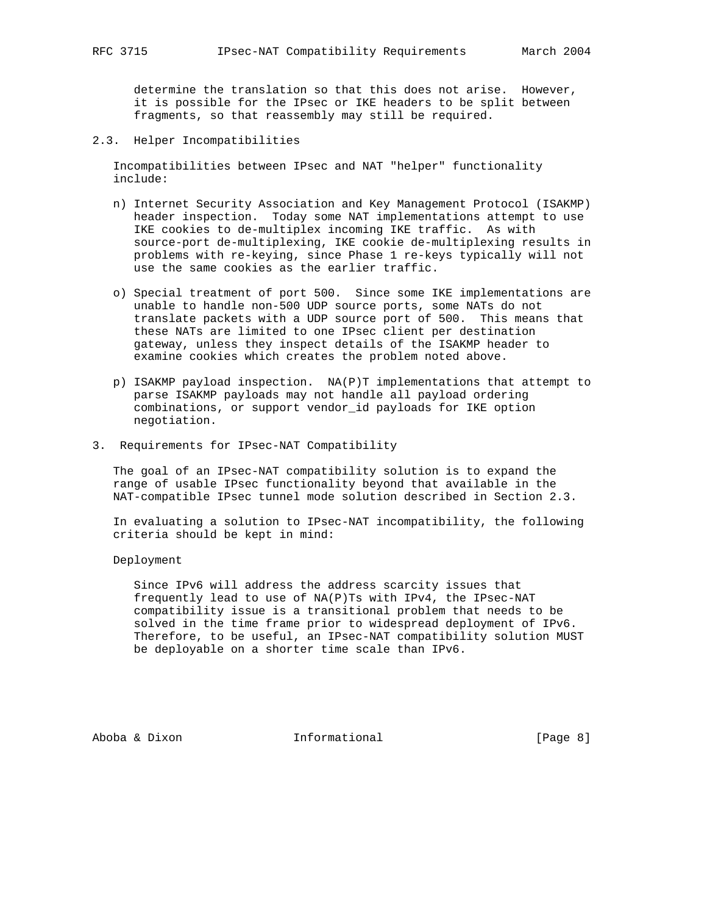determine the translation so that this does not arise. However, it is possible for the IPsec or IKE headers to be split between fragments, so that reassembly may still be required.

### 2.3. Helper Incompatibilities

Incompatibilities between IPsec and NAT "helper" functionality include:

n) Internet Security Association and Key Management Protocol (ISAKMP) header inspection. Today some NAT implementations attempt to use IKE cookies to de-multiplex incoming IKE traffic. As with source-port de-multiplexing, IKE cookie de-multiplexing results in problems with re-keying, since Phase 1 re-keys typically will not use the same cookies as the earlier traffic.

o) Special treatment of port 500. Since some IKE implementations are unable to handle non-500 UDP source ports, some NATs do not translate packets with a UDP source port of 500. This means that these NATs are limited to one IPsec client per destination gateway, unless they inspect details of the ISAKMP header to examine cookies which creates the problem noted above.

p) ISAKMP payload inspection. NA(P)T implementations that attempt to parse ISAKMP payloads may not handle all payload ordering combinations, or support vendor_id payloads for IKE option negotiation.

## 3. Requirements for IPsec-NAT Compatibility

The goal of an IPsec-NAT compatibility solution is to expand the range of usable IPsec functionality beyond that available in the NAT-compatible IPsec tunnel mode solution described in Section 2.3.

In evaluating a solution to IPsec-NAT incompatibility, the following criteria should be kept in mind:

Deployment

Since IPv6 will address the address scarcity issues that frequently lead to use of NA(P)Ts with IPv4, the IPsec-NAT compatibility issue is a transitional problem that needs to be solved in the time frame prior to widespread deployment of IPv6. Therefore, to be useful, an IPsec-NAT compatibility solution MUST be deployable on a shorter time scale than IPv6.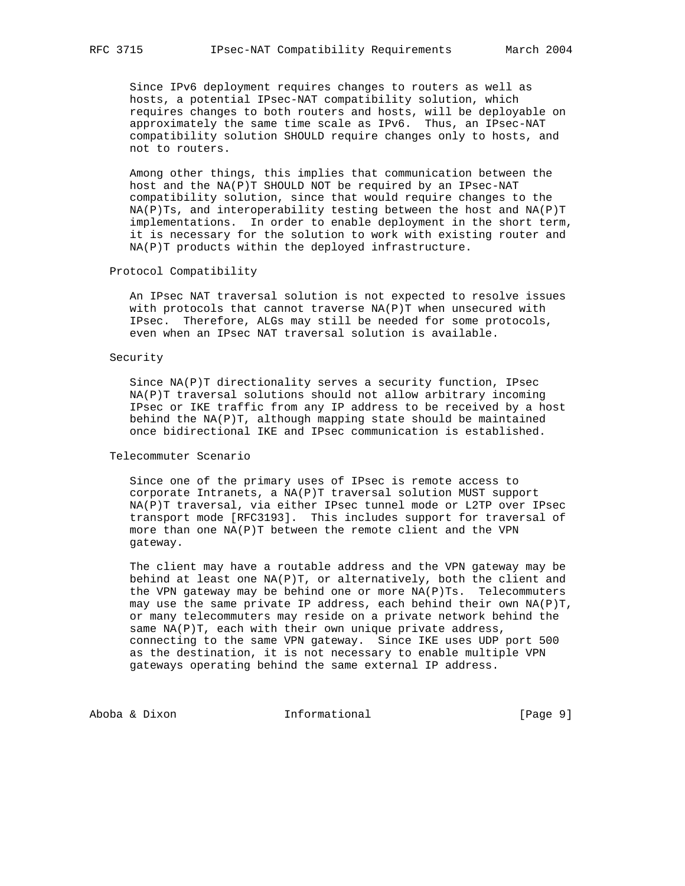Since IPv6 deployment requires changes to routers as well as hosts, a potential IPsec-NAT compatibility solution, which requires changes to both routers and hosts, will be deployable on approximately the same time scale as IPv6. Thus, an IPsec-NAT compatibility solution SHOULD require changes only to hosts, and not to routers.

Among other things, this implies that communication between the host and the NA(P)T SHOULD NOT be required by an IPsec-NAT compatibility solution, since that would require changes to the NA(P)Ts, and interoperability testing between the host and NA(P)T implementations. In order to enable deployment in the short term, it is necessary for the solution to work with existing router and NA(P)T products within the deployed infrastructure.

### Protocol Compatibility

An IPsec NAT traversal solution is not expected to resolve issues with protocols that cannot traverse NA(P)T when unsecured with IPsec. Therefore, ALGs may still be needed for some protocols, even when an IPsec NAT traversal solution is available.

### Security

Since NA(P)T directionality serves a security function, IPsec NA(P)T traversal solutions should not allow arbitrary incoming IPsec or IKE traffic from any IP address to be received by a host behind the NA(P)T, although mapping state should be maintained once bidirectional IKE and IPsec communication is established.

### Telecommuter Scenario

Since one of the primary uses of IPsec is remote access to corporate Intranets, a NA(P)T traversal solution MUST support NA(P)T traversal, via either IPsec tunnel mode or L2TP over IPsec transport mode [RFC3193]. This includes support for traversal of more than one NA(P)T between the remote client and the VPN gateway.

The client may have a routable address and the VPN gateway may be behind at least one NA(P)T, or alternatively, both the client and the VPN gateway may be behind one or more NA(P)Ts. Telecommuters may use the same private IP address, each behind their own NA(P)T, or many telecommuters may reside on a private network behind the same NA(P)T, each with their own unique private address, connecting to the same VPN gateway. Since IKE uses UDP port 500 as the destination, it is not necessary to enable multiple VPN gateways operating behind the same external IP address.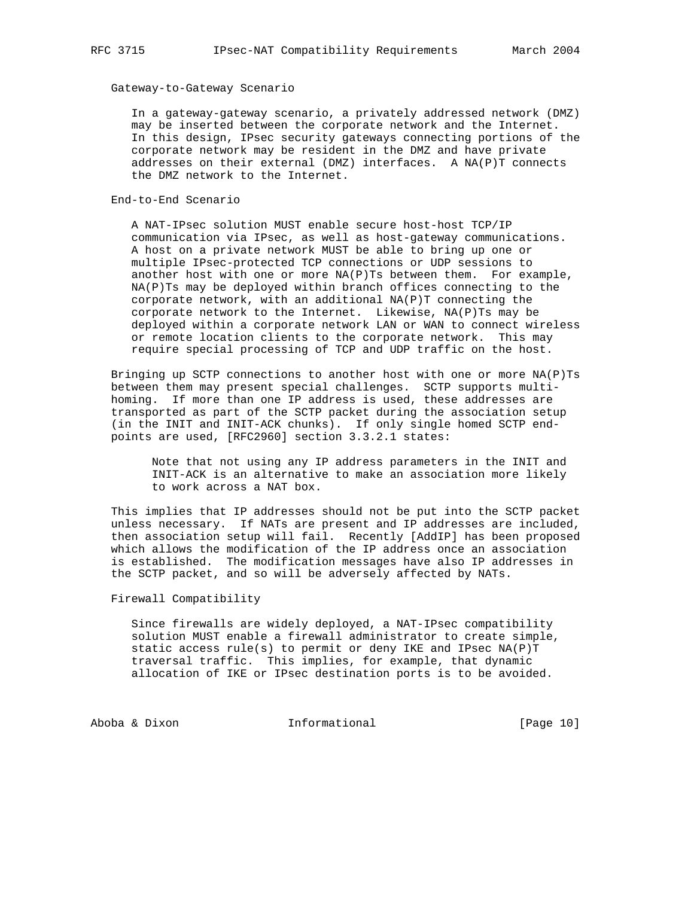Gateway-to-Gateway Scenario

In a gateway-gateway scenario, a privately addressed network (DMZ) may be inserted between the corporate network and the Internet. In this design, IPsec security gateways connecting portions of the corporate network may be resident in the DMZ and have private addresses on their external (DMZ) interfaces. A NA(P)T connects the DMZ network to the Internet.

End-to-End Scenario

A NAT-IPsec solution MUST enable secure host-host TCP/IP communication via IPsec, as well as host-gateway communications. A host on a private network MUST be able to bring up one or multiple IPsec-protected TCP connections or UDP sessions to another host with one or more NA(P)Ts between them. For example, NA(P)Ts may be deployed within branch offices connecting to the corporate network, with an additional NA(P)T connecting the corporate network to the Internet. Likewise, NA(P)Ts may be deployed within a corporate network LAN or WAN to connect wireless or remote location clients to the corporate network. This may require special processing of TCP and UDP traffic on the host.

Bringing up SCTP connections to another host with one or more NA(P)Ts between them may present special challenges. SCTP supports multi-homing. If more than one IP address is used, these addresses are transported as part of the SCTP packet during the association setup (in the INIT and INIT-ACK chunks). If only single homed SCTP end-points are used, [RFC2960] section 3.3.2.1 states:

> Note that not using any IP address parameters in the INIT and INIT-ACK is an alternative to make an association more likely to work across a NAT box.

This implies that IP addresses should not be put into the SCTP packet unless necessary. If NATs are present and IP addresses are included, then association setup will fail. Recently [AddIP] has been proposed which allows the modification of the IP address once an association is established. The modification messages have also IP addresses in the SCTP packet, and so will be adversely affected by NATs.

Firewall Compatibility

Since firewalls are widely deployed, a NAT-IPsec compatibility solution MUST enable a firewall administrator to create simple, static access rule(s) to permit or deny IKE and IPsec NA(P)T traversal traffic. This implies, for example, that dynamic allocation of IKE or IPsec destination ports is to be avoided.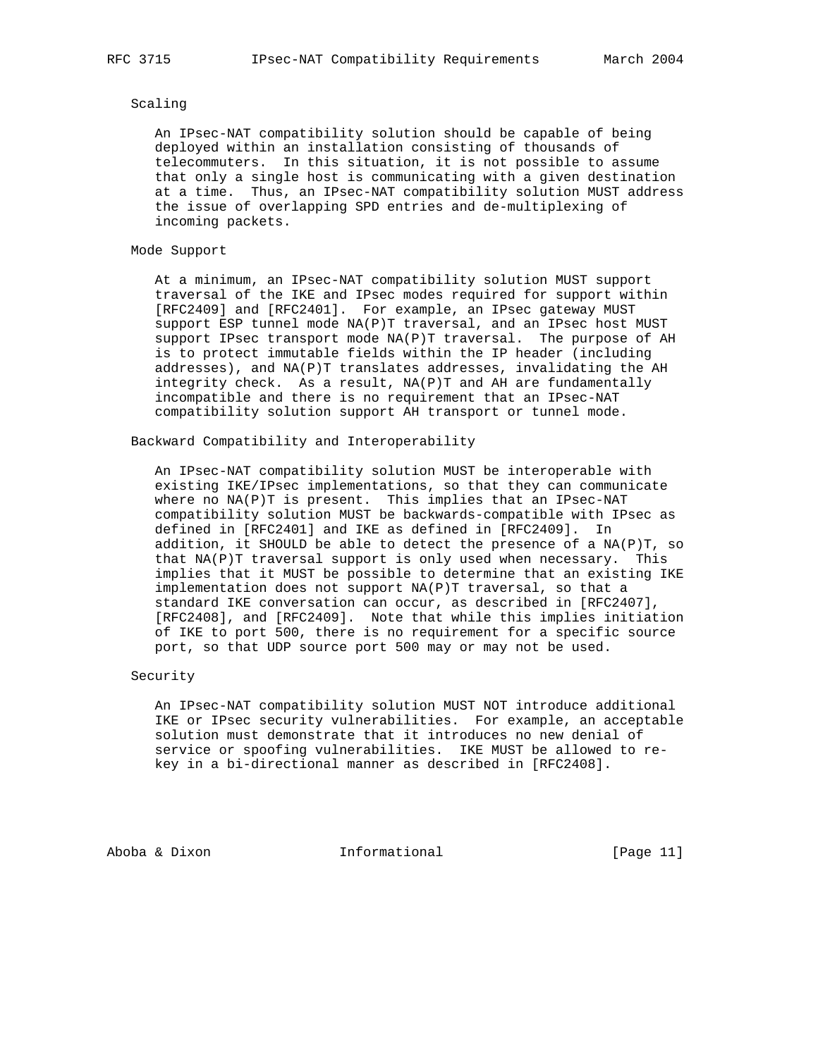### Scaling

An IPsec-NAT compatibility solution should be capable of being deployed within an installation consisting of thousands of telecommuters. In this situation, it is not possible to assume that only a single host is communicating with a given destination at a time. Thus, an IPsec-NAT compatibility solution MUST address the issue of overlapping SPD entries and de-multiplexing of incoming packets.

### Mode Support

At a minimum, an IPsec-NAT compatibility solution MUST support traversal of the IKE and IPsec modes required for support within [RFC2409] and [RFC2401]. For example, an IPsec gateway MUST support ESP tunnel mode NA(P)T traversal, and an IPsec host MUST support IPsec transport mode NA(P)T traversal. The purpose of AH is to protect immutable fields within the IP header (including addresses), and NA(P)T translates addresses, invalidating the AH integrity check. As a result, NA(P)T and AH are fundamentally incompatible and there is no requirement that an IPsec-NAT compatibility solution support AH transport or tunnel mode.

### Backward Compatibility and Interoperability

An IPsec-NAT compatibility solution MUST be interoperable with existing IKE/IPsec implementations, so that they can communicate where no NA(P)T is present. This implies that an IPsec-NAT compatibility solution MUST be backwards-compatible with IPsec as defined in [RFC2401] and IKE as defined in [RFC2409]. In addition, it SHOULD be able to detect the presence of a NA(P)T, so that NA(P)T traversal support is only used when necessary. This implies that it MUST be possible to determine that an existing IKE implementation does not support NA(P)T traversal, so that a standard IKE conversation can occur, as described in [RFC2407], [RFC2408], and [RFC2409]. Note that while this implies initiation of IKE to port 500, there is no requirement for a specific source port, so that UDP source port 500 may or may not be used.

### Security

An IPsec-NAT compatibility solution MUST NOT introduce additional IKE or IPsec security vulnerabilities. For example, an acceptable solution must demonstrate that it introduces no new denial of service or spoofing vulnerabilities. IKE MUST be allowed to re-key in a bi-directional manner as described in [RFC2408].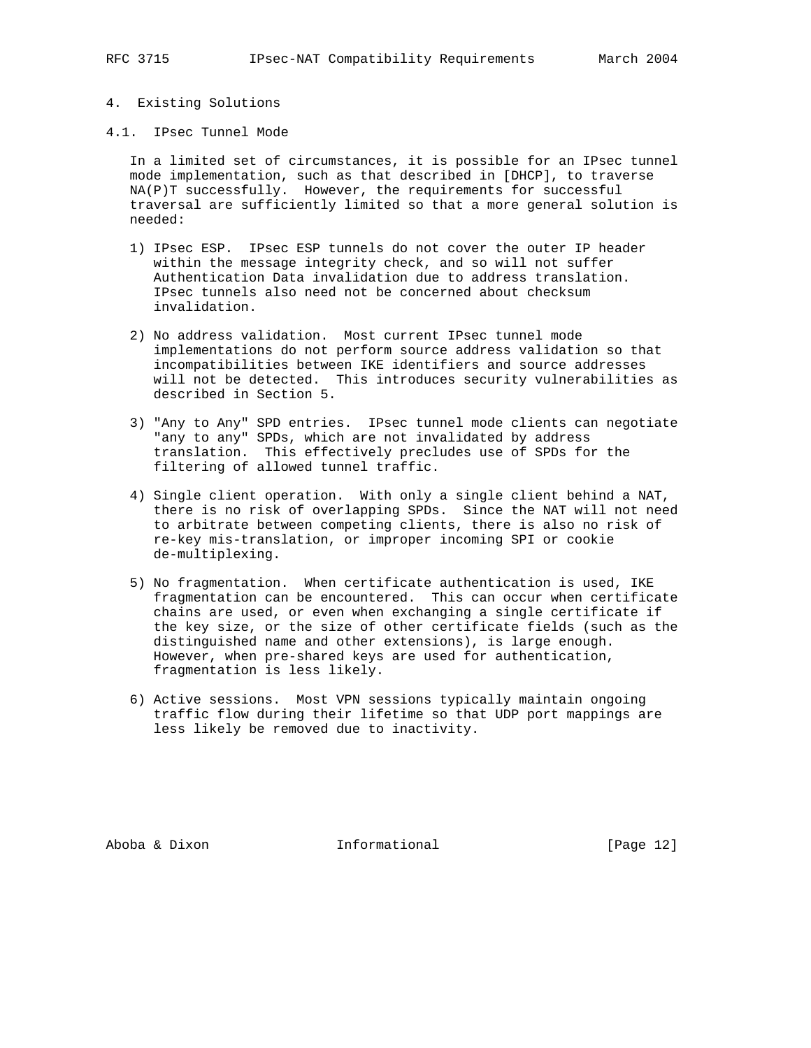# 4. Existing Solutions

## 4.1. IPsec Tunnel Mode

In a limited set of circumstances, it is possible for an IPsec tunnel mode implementation, such as that described in [DHCP], to traverse NA(P)T successfully. However, the requirements for successful traversal are sufficiently limited so that a more general solution is needed:

1) IPsec ESP. IPsec ESP tunnels do not cover the outer IP header within the message integrity check, and so will not suffer Authentication Data invalidation due to address translation. IPsec tunnels also need not be concerned about checksum invalidation.

2) No address validation. Most current IPsec tunnel mode implementations do not perform source address validation so that incompatibilities between IKE identifiers and source addresses will not be detected. This introduces security vulnerabilities as described in Section 5.

3) "Any to Any" SPD entries. IPsec tunnel mode clients can negotiate "any to any" SPDs, which are not invalidated by address translation. This effectively precludes use of SPDs for the filtering of allowed tunnel traffic.

4) Single client operation. With only a single client behind a NAT, there is no risk of overlapping SPDs. Since the NAT will not need to arbitrate between competing clients, there is also no risk of re-key mis-translation, or improper incoming SPI or cookie de-multiplexing.

5) No fragmentation. When certificate authentication is used, IKE fragmentation can be encountered. This can occur when certificate chains are used, or even when exchanging a single certificate if the key size, or the size of other certificate fields (such as the distinguished name and other extensions), is large enough. However, when pre-shared keys are used for authentication, fragmentation is less likely.

6) Active sessions. Most VPN sessions typically maintain ongoing traffic flow during their lifetime so that UDP port mappings are less likely be removed due to inactivity.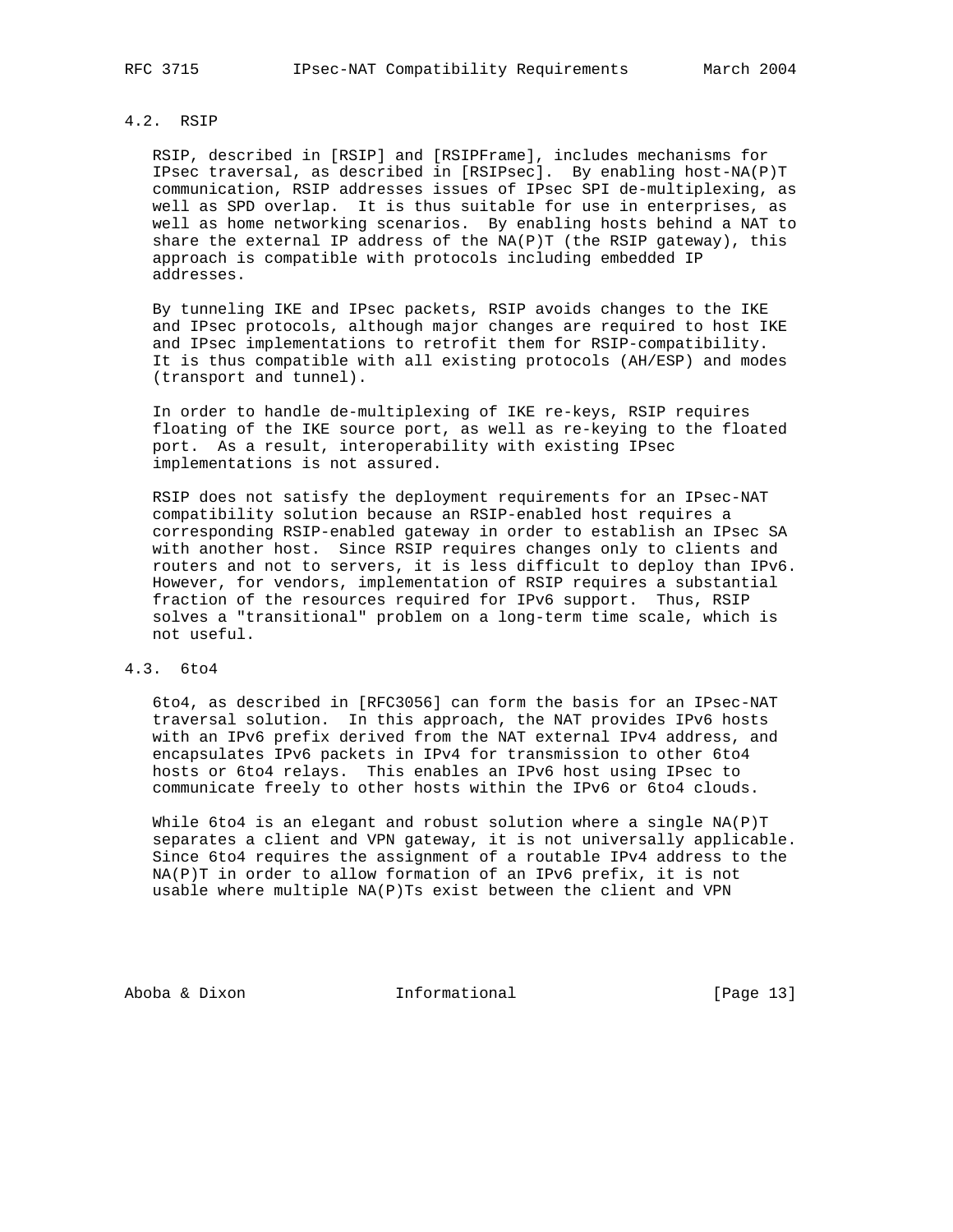### 4.2. RSIP

RSIP, described in [RSIP] and [RSIPFrame], includes mechanisms for IPsec traversal, as described in [RSIPsec]. By enabling host-NA(P)T communication, RSIP addresses issues of IPsec SPI de-multiplexing, as well as SPD overlap. It is thus suitable for use in enterprises, as well as home networking scenarios. By enabling hosts behind a NAT to share the external IP address of the NA(P)T (the RSIP gateway), this approach is compatible with protocols including embedded IP addresses.

By tunneling IKE and IPsec packets, RSIP avoids changes to the IKE and IPsec protocols, although major changes are required to host IKE and IPsec implementations to retrofit them for RSIP-compatibility. It is thus compatible with all existing protocols (AH/ESP) and modes (transport and tunnel).

In order to handle de-multiplexing of IKE re-keys, RSIP requires floating of the IKE source port, as well as re-keying to the floated port. As a result, interoperability with existing IPsec implementations is not assured.

RSIP does not satisfy the deployment requirements for an IPsec-NAT compatibility solution because an RSIP-enabled host requires a corresponding RSIP-enabled gateway in order to establish an IPsec SA with another host. Since RSIP requires changes only to clients and routers and not to servers, it is less difficult to deploy than IPv6. However, for vendors, implementation of RSIP requires a substantial fraction of the resources required for IPv6 support. Thus, RSIP solves a "transitional" problem on a long-term time scale, which is not useful.

### 4.3. 6to4

6to4, as described in [RFC3056] can form the basis for an IPsec-NAT traversal solution. In this approach, the NAT provides IPv6 hosts with an IPv6 prefix derived from the NAT external IPv4 address, and encapsulates IPv6 packets in IPv4 for transmission to other 6to4 hosts or 6to4 relays. This enables an IPv6 host using IPsec to communicate freely to other hosts within the IPv6 or 6to4 clouds.

While 6to4 is an elegant and robust solution where a single NA(P)T separates a client and VPN gateway, it is not universally applicable. Since 6to4 requires the assignment of a routable IPv4 address to the NA(P)T in order to allow formation of an IPv6 prefix, it is not usable where multiple NA(P)Ts exist between the client and VPN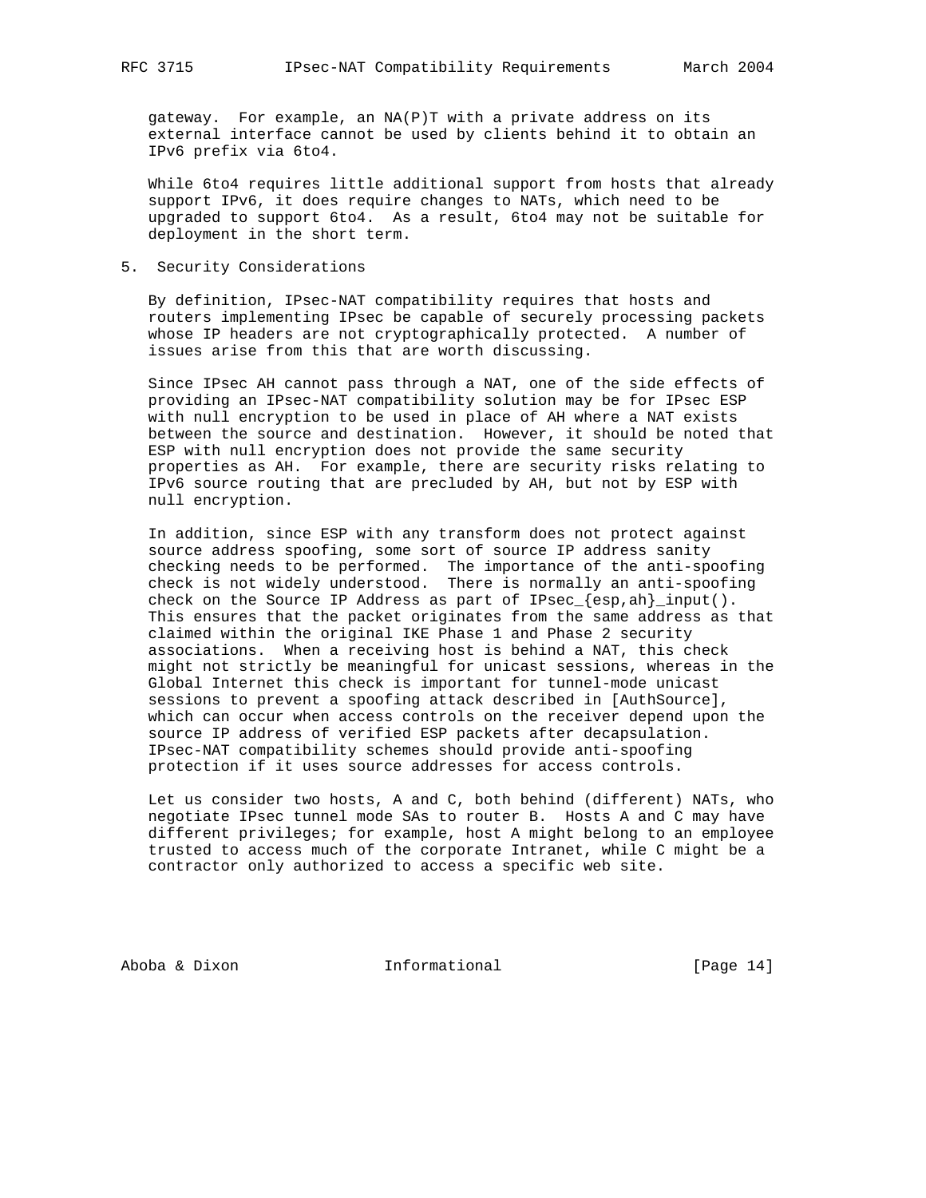gateway. For example, an NA(P)T with a private address on its external interface cannot be used by clients behind it to obtain an IPv6 prefix via 6to4.

While 6to4 requires little additional support from hosts that already support IPv6, it does require changes to NATs, which need to be upgraded to support 6to4. As a result, 6to4 may not be suitable for deployment in the short term.

## 5. Security Considerations

By definition, IPsec-NAT compatibility requires that hosts and routers implementing IPsec be capable of securely processing packets whose IP headers are not cryptographically protected. A number of issues arise from this that are worth discussing.

Since IPsec AH cannot pass through a NAT, one of the side effects of providing an IPsec-NAT compatibility solution may be for IPsec ESP with null encryption to be used in place of AH where a NAT exists between the source and destination. However, it should be noted that ESP with null encryption does not provide the same security properties as AH. For example, there are security risks relating to IPv6 source routing that are precluded by AH, but not by ESP with null encryption.

In addition, since ESP with any transform does not protect against source address spoofing, some sort of source IP address sanity checking needs to be performed. The importance of the anti-spoofing check is not widely understood. There is normally an anti-spoofing check on the Source IP Address as part of IPsec_{esp,ah}_input(). This ensures that the packet originates from the same address as that claimed within the original IKE Phase 1 and Phase 2 security associations. When a receiving host is behind a NAT, this check might not strictly be meaningful for unicast sessions, whereas in the Global Internet this check is important for tunnel-mode unicast sessions to prevent a spoofing attack described in [AuthSource], which can occur when access controls on the receiver depend upon the source IP address of verified ESP packets after decapsulation. IPsec-NAT compatibility schemes should provide anti-spoofing protection if it uses source addresses for access controls.

Let us consider two hosts, A and C, both behind (different) NATs, who negotiate IPsec tunnel mode SAs to router B. Hosts A and C may have different privileges; for example, host A might belong to an employee trusted to access much of the corporate Intranet, while C might be a contractor only authorized to access a specific web site.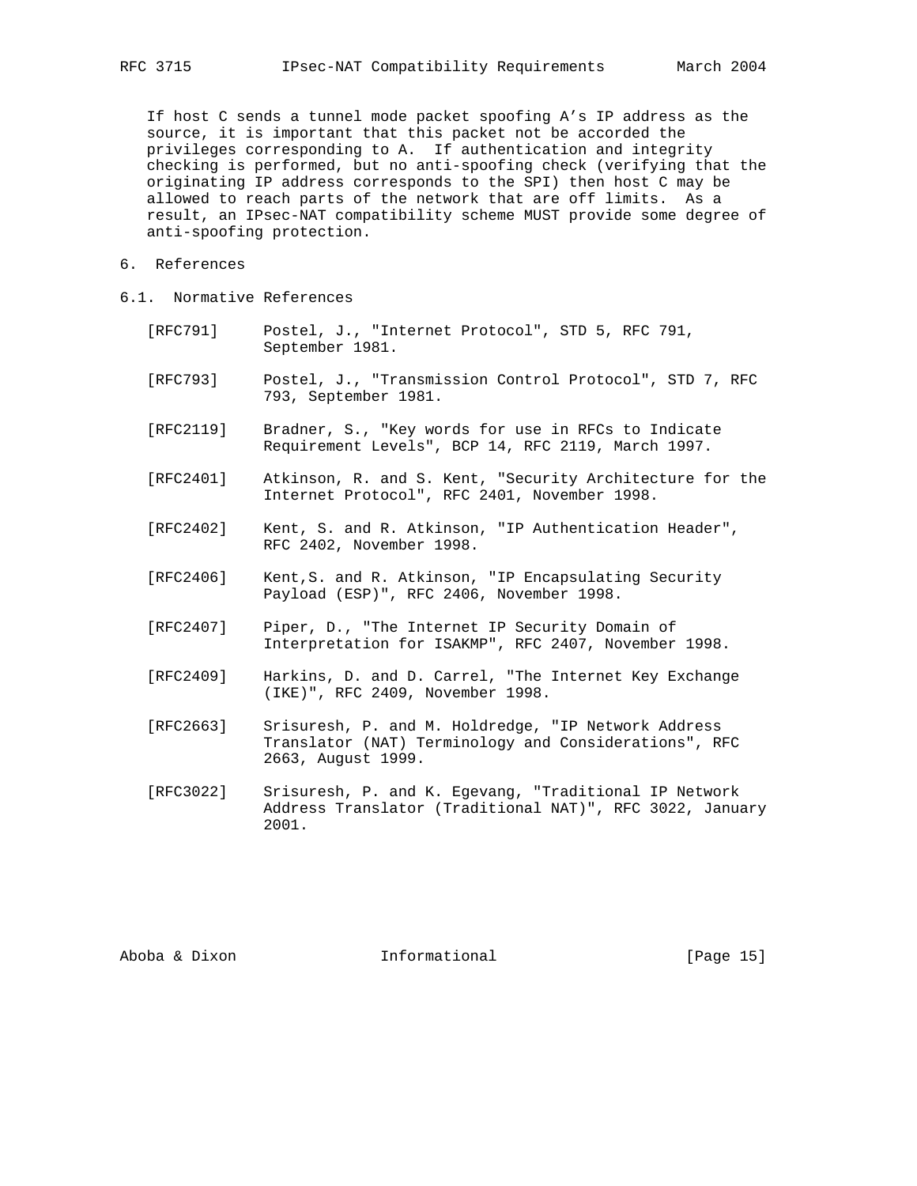If host C sends a tunnel mode packet spoofing A's IP address as the source, it is important that this packet not be accorded the privileges corresponding to A. If authentication and integrity checking is performed, but no anti-spoofing check (verifying that the originating IP address corresponds to the SPI) then host C may be allowed to reach parts of the network that are off limits. As a result, an IPsec-NAT compatibility scheme MUST provide some degree of anti-spoofing protection.

# 6. References

## 6.1. Normative References

[RFC791] Postel, J., "Internet Protocol", STD 5, RFC 791, September 1981.

[RFC793] Postel, J., "Transmission Control Protocol", STD 7, RFC 793, September 1981.

[RFC2119] Bradner, S., "Key words for use in RFCs to Indicate Requirement Levels", BCP 14, RFC 2119, March 1997.

[RFC2401] Atkinson, R. and S. Kent, "Security Architecture for the Internet Protocol", RFC 2401, November 1998.

[RFC2402] Kent, S. and R. Atkinson, "IP Authentication Header", RFC 2402, November 1998.

[RFC2406] Kent,S. and R. Atkinson, "IP Encapsulating Security Payload (ESP)", RFC 2406, November 1998.

[RFC2407] Piper, D., "The Internet IP Security Domain of Interpretation for ISAKMP", RFC 2407, November 1998.

[RFC2409] Harkins, D. and D. Carrel, "The Internet Key Exchange (IKE)", RFC 2409, November 1998.

[RFC2663] Srisuresh, P. and M. Holdredge, "IP Network Address Translator (NAT) Terminology and Considerations", RFC 2663, August 1999.

[RFC3022] Srisuresh, P. and K. Egevang, "Traditional IP Network Address Translator (Traditional NAT)", RFC 3022, January 2001.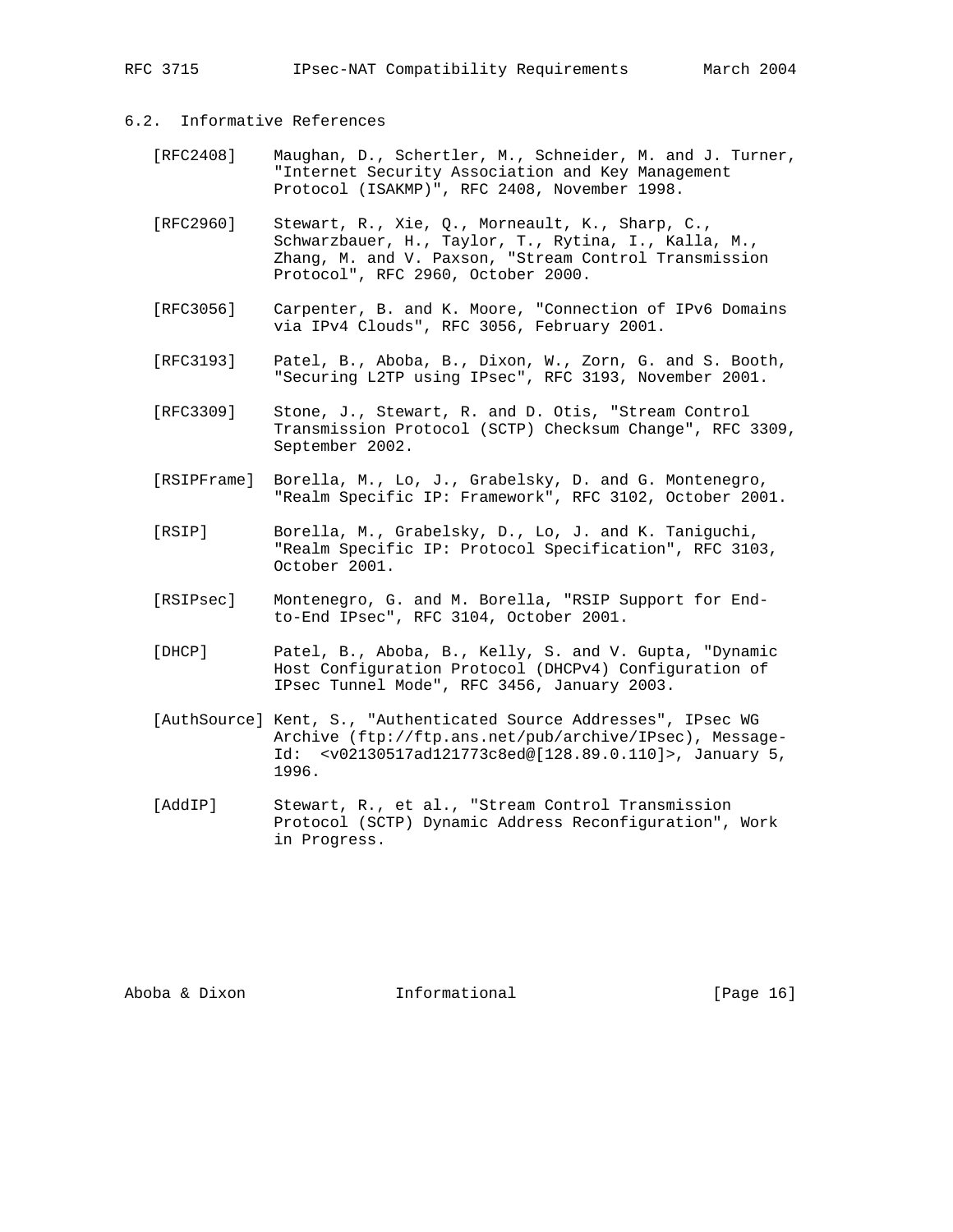### 6.2. Informative References

[RFC2408] Maughan, D., Schertler, M., Schneider, M. and J. Turner, "Internet Security Association and Key Management Protocol (ISAKMP)", RFC 2408, November 1998.

[RFC2960] Stewart, R., Xie, Q., Morneault, K., Sharp, C., Schwarzbauer, H., Taylor, T., Rytina, I., Kalla, M., Zhang, M. and V. Paxson, "Stream Control Transmission Protocol", RFC 2960, October 2000.

[RFC3056] Carpenter, B. and K. Moore, "Connection of IPv6 Domains via IPv4 Clouds", RFC 3056, February 2001.

[RFC3193] Patel, B., Aboba, B., Dixon, W., Zorn, G. and S. Booth, "Securing L2TP using IPsec", RFC 3193, November 2001.

[RFC3309] Stone, J., Stewart, R. and D. Otis, "Stream Control Transmission Protocol (SCTP) Checksum Change", RFC 3309, September 2002.

[RSIPFrame] Borella, M., Lo, J., Grabelsky, D. and G. Montenegro, "Realm Specific IP: Framework", RFC 3102, October 2001.

[RSIP] Borella, M., Grabelsky, D., Lo, J. and K. Taniguchi, "Realm Specific IP: Protocol Specification", RFC 3103, October 2001.

[RSIPsec] Montenegro, G. and M. Borella, "RSIP Support for End-to-End IPsec", RFC 3104, October 2001.

[DHCP] Patel, B., Aboba, B., Kelly, S. and V. Gupta, "Dynamic Host Configuration Protocol (DHCPv4) Configuration of IPsec Tunnel Mode", RFC 3456, January 2003.

[AuthSource] Kent, S., "Authenticated Source Addresses", IPsec WG Archive (ftp://ftp.ans.net/pub/archive/IPsec), Message-Id: <v02130517ad121773c8ed@[128.89.0.110]>, January 5, 1996.

[AddIP] Stewart, R., et al., "Stream Control Transmission Protocol (SCTP) Dynamic Address Reconfiguration", Work in Progress.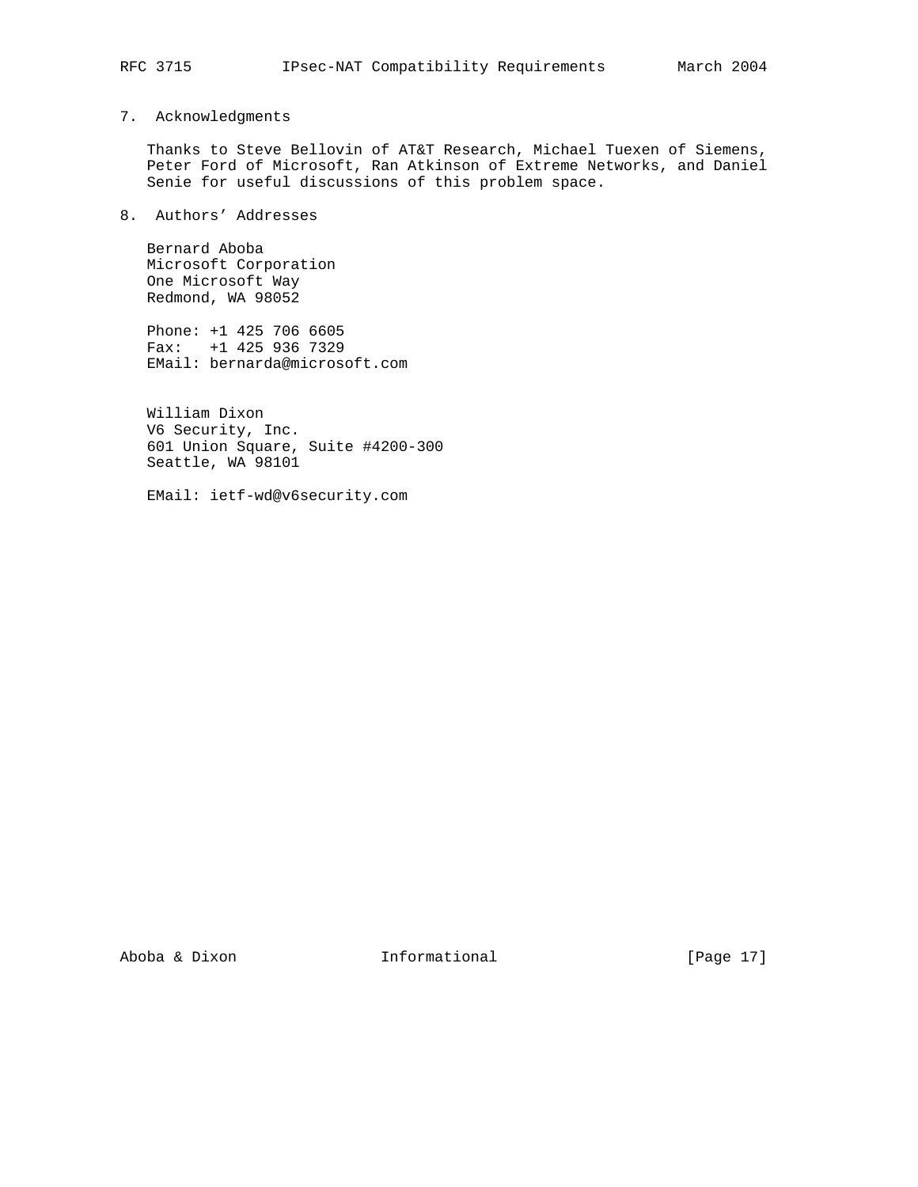## 7. Acknowledgments

Thanks to Steve Bellovin of AT&T Research, Michael Tuexen of Siemens, Peter Ford of Microsoft, Ran Atkinson of Extreme Networks, and Daniel Senie for useful discussions of this problem space.

## 8. Authors' Addresses

Bernard Aboba
Microsoft Corporation
One Microsoft Way
Redmond, WA 98052

Phone: +1 425 706 6605
Fax:   +1 425 936 7329
EMail: bernarda@microsoft.com

William Dixon
V6 Security, Inc.
601 Union Square, Suite #4200-300
Seattle, WA 98101

EMail: ietf-wd@v6security.com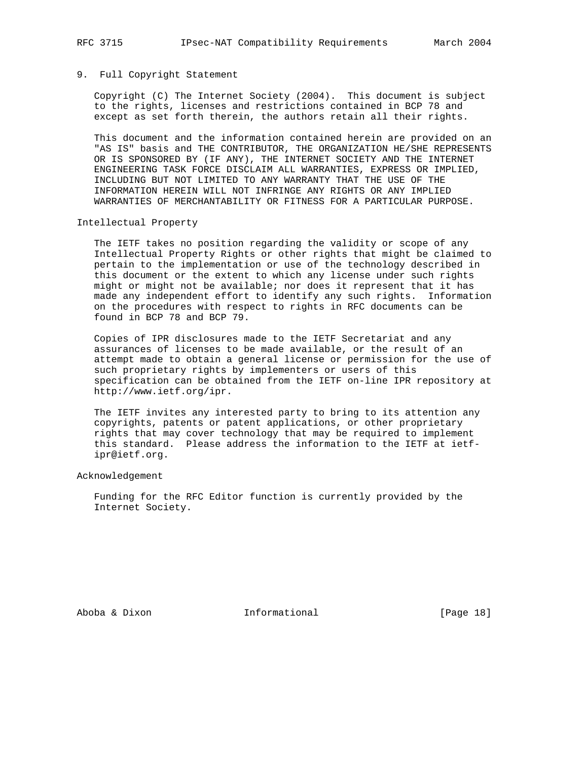## 9. Full Copyright Statement

Copyright (C) The Internet Society (2004). This document is subject to the rights, licenses and restrictions contained in BCP 78 and except as set forth therein, the authors retain all their rights.

This document and the information contained herein are provided on an "AS IS" basis and THE CONTRIBUTOR, THE ORGANIZATION HE/SHE REPRESENTS OR IS SPONSORED BY (IF ANY), THE INTERNET SOCIETY AND THE INTERNET ENGINEERING TASK FORCE DISCLAIM ALL WARRANTIES, EXPRESS OR IMPLIED, INCLUDING BUT NOT LIMITED TO ANY WARRANTY THAT THE USE OF THE INFORMATION HEREIN WILL NOT INFRINGE ANY RIGHTS OR ANY IMPLIED WARRANTIES OF MERCHANTABILITY OR FITNESS FOR A PARTICULAR PURPOSE.

## Intellectual Property

The IETF takes no position regarding the validity or scope of any Intellectual Property Rights or other rights that might be claimed to pertain to the implementation or use of the technology described in this document or the extent to which any license under such rights might or might not be available; nor does it represent that it has made any independent effort to identify any such rights. Information on the procedures with respect to rights in RFC documents can be found in BCP 78 and BCP 79.

Copies of IPR disclosures made to the IETF Secretariat and any assurances of licenses to be made available, or the result of an attempt made to obtain a general license or permission for the use of such proprietary rights by implementers or users of this specification can be obtained from the IETF on-line IPR repository at http://www.ietf.org/ipr.

The IETF invites any interested party to bring to its attention any copyrights, patents or patent applications, or other proprietary rights that may cover technology that may be required to implement this standard. Please address the information to the IETF at ietf-ipr@ietf.org.

## Acknowledgement

Funding for the RFC Editor function is currently provided by the Internet Society.